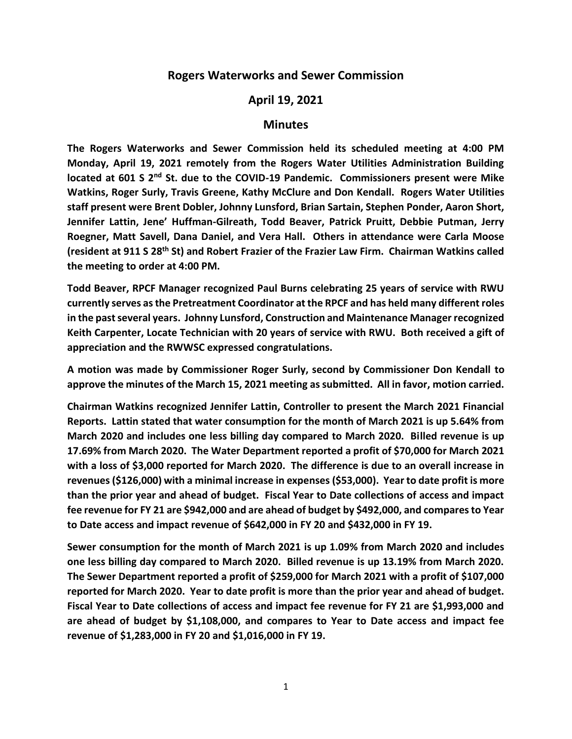# Rogers Waterworks and Sewer Commission

## April 19, 2021

## Minutes

**The Rogers Waterworks and Sewer Commission held its scheduled meeting at 4:00 PM Monday, April 19, 2021 remotely from the Rogers Water Utilities Administration Building located at 601 S 2nd St. due to the COVID-19 Pandemic. Commissioners present were Mike Watkins, Roger Surly, Travis Greene, Kathy McClure and Don Kendall. Rogers Water Utilities staff present were Brent Dobler, Johnny Lunsford, Brian Sartain, Stephen Ponder, Aaron Short, Jennifer Lattin, Jene' Huffman-Gilreath, Todd Beaver, Patrick Pruitt, Debbie Putman, Jerry Roegner, Matt Savell, Dana Daniel, and Vera Hall. Others in attendance were Carla Moose (resident at 911 S 28th St) and Robert Frazier of the Frazier Law Firm. Chairman Watkins called the meeting to order at 4:00 PM.**

**Todd Beaver, RPCF Manager recognized Paul Burns celebrating 25 years of service with RWU currently serves as the Pretreatment Coordinator at the RPCF and has held many different roles in the past several years. Johnny Lunsford, Construction and Maintenance Manager recognized Keith Carpenter, Locate Technician with 20 years of service with RWU. Both received a gift of appreciation and the RWWSC expressed congratulations.**

**A motion was made by Commissioner Roger Surly, second by Commissioner Don Kendall to approve the minutes of the March 15, 2021 meeting as submitted. All in favor, motion carried.**

**Chairman Watkins recognized Jennifer Lattin, Controller to present the March 2021 Financial Reports. Lattin stated that water consumption for the month of March 2021 is up 5.64% from March 2020 and includes one less billing day compared to March 2020. Billed revenue is up 17.69% from March 2020. The Water Department reported a profit of $70,000 for March 2021 with a loss of $3,000 reported for March 2020. The difference is due to an overall increase in revenues ($126,000) with a minimal increase in expenses ($53,000). Year to date profit is more than the prior year and ahead of budget. Fiscal Year to Date collections of access and impact fee revenue for FY 21 are $942,000 and are ahead of budget by $492,000, and compares to Year to Date access and impact revenue of $642,000 in FY 20 and $432,000 in FY 19.**

**Sewer consumption for the month of March 2021 is up 1.09% from March 2020 and includes one less billing day compared to March 2020. Billed revenue is up 13.19% from March 2020. The Sewer Department reported a profit of $259,000 for March 2021 with a profit of $107,000 reported for March 2020. Year to date profit is more than the prior year and ahead of budget. Fiscal Year to Date collections of access and impact fee revenue for FY 21 are $1,993,000 and are ahead of budget by $1,108,000, and compares to Year to Date access and impact fee revenue of $1,283,000 in FY 20 and $1,016,000 in FY 19.**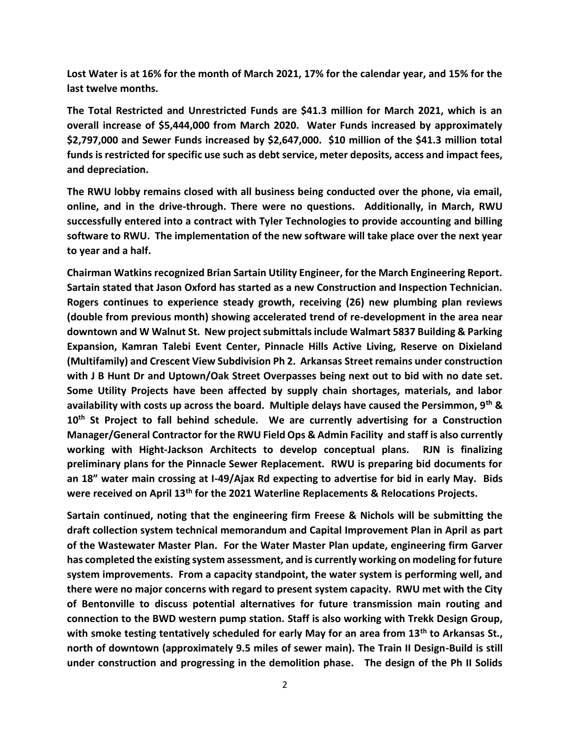**Lost Water is at 16% for the month of March 2021, 17% for the calendar year, and 15% for the last twelve months.**

**The Total Restricted and Unrestricted Funds are $41.3 million for March 2021, which is an overall increase of $5,444,000 from March 2020. Water Funds increased by approximately $2,797,000 and Sewer Funds increased by $2,647,000. $10 million of the $41.3 million total funds is restricted for specific use such as debt service, meter deposits, access and impact fees, and depreciation.**

**The RWU lobby remains closed with all business being conducted over the phone, via email, online, and in the drive-through. There were no questions. Additionally, in March, RWU successfully entered into a contract with Tyler Technologies to provide accounting and billing software to RWU. The implementation of the new software will take place over the next year to year and a half.**

**Chairman Watkins recognized Brian Sartain Utility Engineer, for the March Engineering Report. Sartain stated that Jason Oxford has started as a new Construction and Inspection Technician. Rogers continues to experience steady growth, receiving (26) new plumbing plan reviews (double from previous month) showing accelerated trend of re-development in the area near downtown and W Walnut St. New project submittals include Walmart 5837 Building & Parking Expansion, Kamran Talebi Event Center, Pinnacle Hills Active Living, Reserve on Dixieland (Multifamily) and Crescent View Subdivision Ph 2. Arkansas Street remains under construction with J B Hunt Dr and Uptown/Oak Street Overpasses being next out to bid with no date set. Some Utility Projects have been affected by supply chain shortages, materials, and labor availability with costs up across the board. Multiple delays have caused the Persimmon, 9th & 10th St Project to fall behind schedule. We are currently advertising for a Construction Manager/General Contractor for the RWU Field Ops & Admin Facility and staff is also currently working with Hight-Jackson Architects to develop conceptual plans. RJN is finalizing preliminary plans for the Pinnacle Sewer Replacement. RWU is preparing bid documents for an 18" water main crossing at I-49/Ajax Rd expecting to advertise for bid in early May. Bids were received on April 13th for the 2021 Waterline Replacements & Relocations Projects.**

**Sartain continued, noting that the engineering firm Freese & Nichols will be submitting the draft collection system technical memorandum and Capital Improvement Plan in April as part of the Wastewater Master Plan. For the Water Master Plan update, engineering firm Garver has completed the existing system assessment, and is currently working on modeling for future system improvements. From a capacity standpoint, the water system is performing well, and there were no major concerns with regard to present system capacity. RWU met with the City of Bentonville to discuss potential alternatives for future transmission main routing and connection to the BWD western pump station. Staff is also working with Trekk Design Group, with smoke testing tentatively scheduled for early May for an area from 13th to Arkansas St., north of downtown (approximately 9.5 miles of sewer main). The Train II Design-Build is still under construction and progressing in the demolition phase. The design of the Ph II Solids**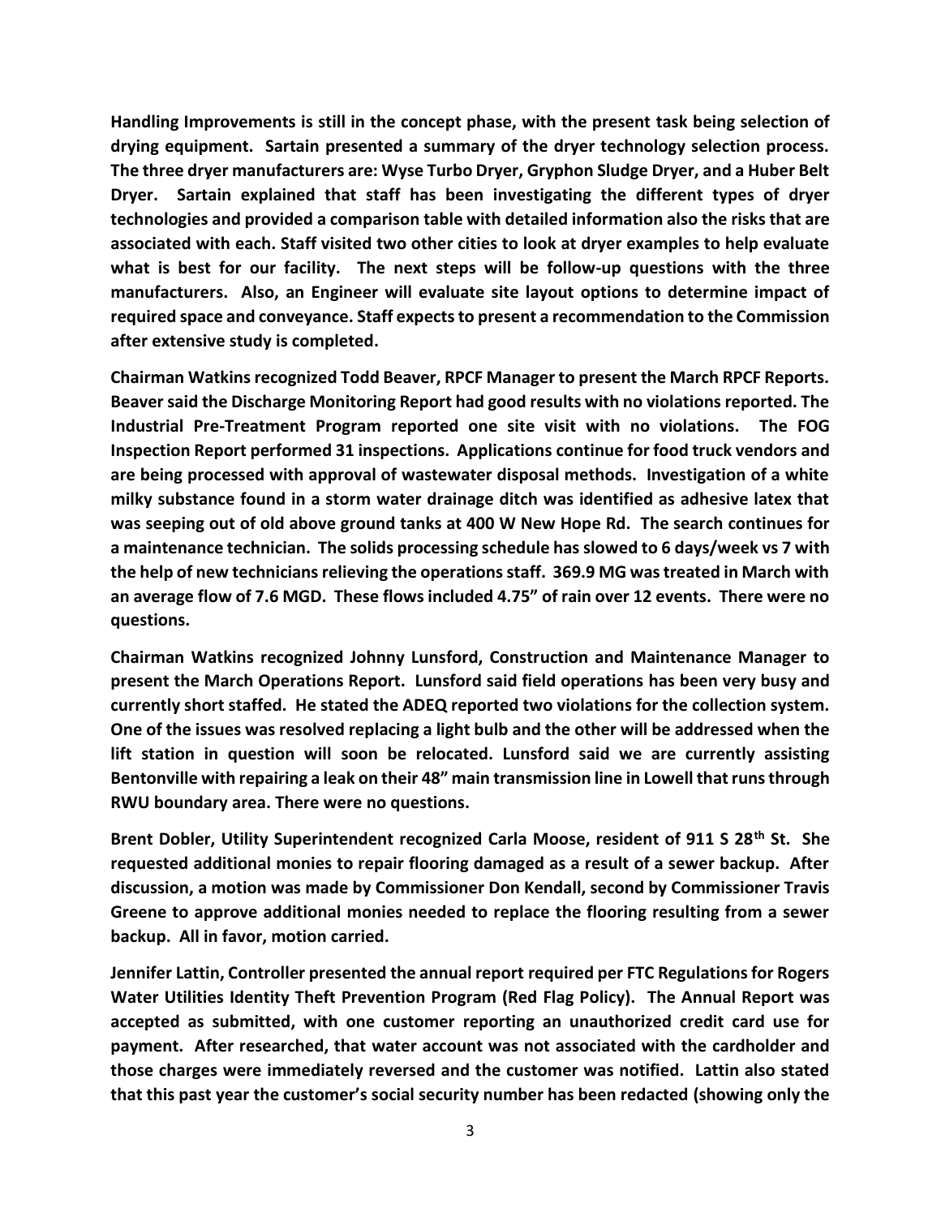**Handling Improvements is still in the concept phase, with the present task being selection of drying equipment. Sartain presented a summary of the dryer technology selection process. The three dryer manufacturers are: Wyse Turbo Dryer, Gryphon Sludge Dryer, and a Huber Belt Dryer. Sartain explained that staff has been investigating the different types of dryer technologies and provided a comparison table with detailed information also the risks that are associated with each. Staff visited two other cities to look at dryer examples to help evaluate what is best for our facility. The next steps will be follow-up questions with the three manufacturers. Also, an Engineer will evaluate site layout options to determine impact of required space and conveyance. Staff expects to present a recommendation to the Commission after extensive study is completed.**

**Chairman Watkins recognized Todd Beaver, RPCF Manager to present the March RPCF Reports. Beaver said the Discharge Monitoring Report had good results with no violations reported. The Industrial Pre-Treatment Program reported one site visit with no violations. The FOG Inspection Report performed 31 inspections. Applications continue for food truck vendors and are being processed with approval of wastewater disposal methods. Investigation of a white milky substance found in a storm water drainage ditch was identified as adhesive latex that was seeping out of old above ground tanks at 400 W New Hope Rd. The search continues for a maintenance technician. The solids processing schedule has slowed to 6 days/week vs 7 with the help of new technicians relieving the operations staff. 369.9 MG was treated in March with an average flow of 7.6 MGD. These flows included 4.75" of rain over 12 events. There were no questions.**

**Chairman Watkins recognized Johnny Lunsford, Construction and Maintenance Manager to present the March Operations Report. Lunsford said field operations has been very busy and currently short staffed. He stated the ADEQ reported two violations for the collection system. One of the issues was resolved replacing a light bulb and the other will be addressed when the lift station in question will soon be relocated. Lunsford said we are currently assisting Bentonville with repairing a leak on their 48" main transmission line in Lowell that runs through RWU boundary area. There were no questions.**

**Brent Dobler, Utility Superintendent recognized Carla Moose, resident of 911 S 28th St. She requested additional monies to repair flooring damaged as a result of a sewer backup. After discussion, a motion was made by Commissioner Don Kendall, second by Commissioner Travis Greene to approve additional monies needed to replace the flooring resulting from a sewer backup. All in favor, motion carried.**

**Jennifer Lattin, Controller presented the annual report required per FTC Regulations for Rogers Water Utilities Identity Theft Prevention Program (Red Flag Policy). The Annual Report was accepted as submitted, with one customer reporting an unauthorized credit card use for payment. After researched, that water account was not associated with the cardholder and those charges were immediately reversed and the customer was notified. Lattin also stated that this past year the customer's social security number has been redacted (showing only the**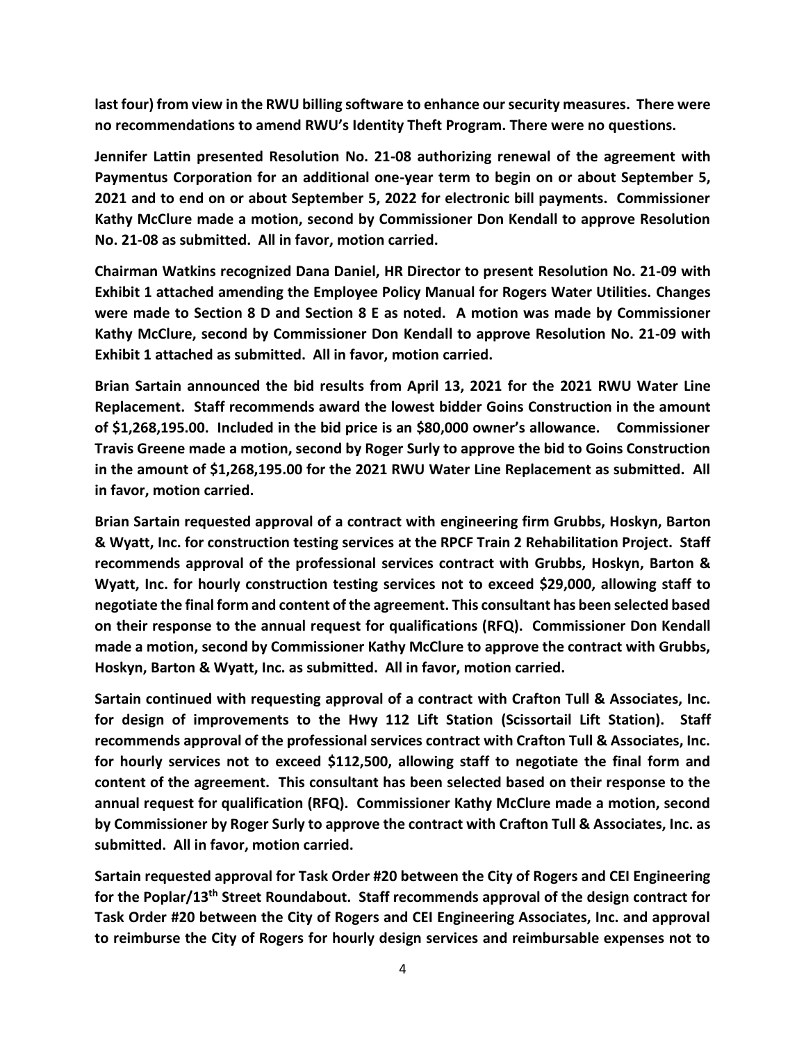**last four) from view in the RWU billing software to enhance our security measures. There were no recommendations to amend RWU's Identity Theft Program. There were no questions.**

**Jennifer Lattin presented Resolution No. 21-08 authorizing renewal of the agreement with Paymentus Corporation for an additional one-year term to begin on or about September 5, 2021 and to end on or about September 5, 2022 for electronic bill payments. Commissioner Kathy McClure made a motion, second by Commissioner Don Kendall to approve Resolution No. 21-08 as submitted. All in favor, motion carried.**

**Chairman Watkins recognized Dana Daniel, HR Director to present Resolution No. 21-09 with Exhibit 1 attached amending the Employee Policy Manual for Rogers Water Utilities. Changes were made to Section 8 D and Section 8 E as noted. A motion was made by Commissioner Kathy McClure, second by Commissioner Don Kendall to approve Resolution No. 21-09 with Exhibit 1 attached as submitted. All in favor, motion carried.**

**Brian Sartain announced the bid results from April 13, 2021 for the 2021 RWU Water Line Replacement. Staff recommends award the lowest bidder Goins Construction in the amount of $1,268,195.00. Included in the bid price is an $80,000 owner's allowance. Commissioner Travis Greene made a motion, second by Roger Surly to approve the bid to Goins Construction in the amount of $1,268,195.00 for the 2021 RWU Water Line Replacement as submitted. All in favor, motion carried.**

**Brian Sartain requested approval of a contract with engineering firm Grubbs, Hoskyn, Barton & Wyatt, Inc. for construction testing services at the RPCF Train 2 Rehabilitation Project. Staff recommends approval of the professional services contract with Grubbs, Hoskyn, Barton & Wyatt, Inc. for hourly construction testing services not to exceed $29,000, allowing staff to negotiate the final form and content of the agreement. This consultant has been selected based on their response to the annual request for qualifications (RFQ). Commissioner Don Kendall made a motion, second by Commissioner Kathy McClure to approve the contract with Grubbs, Hoskyn, Barton & Wyatt, Inc. as submitted. All in favor, motion carried.**

**Sartain continued with requesting approval of a contract with Crafton Tull & Associates, Inc. for design of improvements to the Hwy 112 Lift Station (Scissortail Lift Station). Staff recommends approval of the professional services contract with Crafton Tull & Associates, Inc. for hourly services not to exceed $112,500, allowing staff to negotiate the final form and content of the agreement. This consultant has been selected based on their response to the annual request for qualification (RFQ). Commissioner Kathy McClure made a motion, second by Commissioner by Roger Surly to approve the contract with Crafton Tull & Associates, Inc. as submitted. All in favor, motion carried.**

**Sartain requested approval for Task Order #20 between the City of Rogers and CEI Engineering for the Poplar/13th Street Roundabout. Staff recommends approval of the design contract for Task Order #20 between the City of Rogers and CEI Engineering Associates, Inc. and approval to reimburse the City of Rogers for hourly design services and reimbursable expenses not to**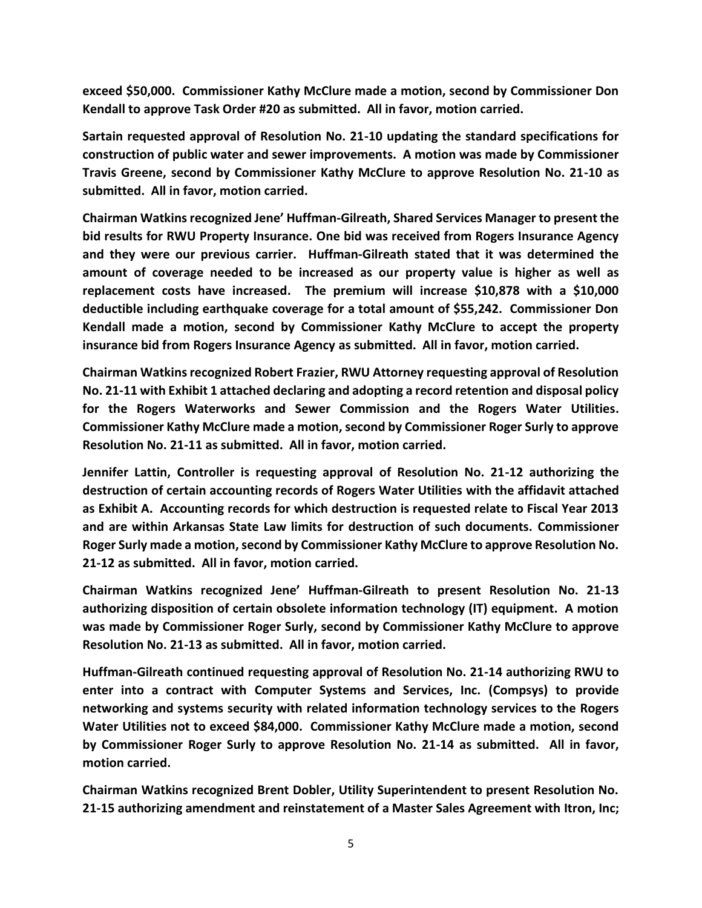**exceed $50,000. Commissioner Kathy McClure made a motion, second by Commissioner Don Kendall to approve Task Order #20 as submitted. All in favor, motion carried.**

**Sartain requested approval of Resolution No. 21-10 updating the standard specifications for construction of public water and sewer improvements. A motion was made by Commissioner Travis Greene, second by Commissioner Kathy McClure to approve Resolution No. 21-10 as submitted. All in favor, motion carried.**

**Chairman Watkins recognized Jene' Huffman-Gilreath, Shared Services Manager to present the bid results for RWU Property Insurance. One bid was received from Rogers Insurance Agency and they were our previous carrier. Huffman-Gilreath stated that it was determined the amount of coverage needed to be increased as our property value is higher as well as replacement costs have increased. The premium will increase $10,878 with a $10,000 deductible including earthquake coverage for a total amount of $55,242. Commissioner Don Kendall made a motion, second by Commissioner Kathy McClure to accept the property insurance bid from Rogers Insurance Agency as submitted. All in favor, motion carried.**

**Chairman Watkins recognized Robert Frazier, RWU Attorney requesting approval of Resolution No. 21-11 with Exhibit 1 attached declaring and adopting a record retention and disposal policy for the Rogers Waterworks and Sewer Commission and the Rogers Water Utilities. Commissioner Kathy McClure made a motion, second by Commissioner Roger Surly to approve Resolution No. 21-11 as submitted. All in favor, motion carried.**

**Jennifer Lattin, Controller is requesting approval of Resolution No. 21-12 authorizing the destruction of certain accounting records of Rogers Water Utilities with the affidavit attached as Exhibit A. Accounting records for which destruction is requested relate to Fiscal Year 2013 and are within Arkansas State Law limits for destruction of such documents. Commissioner Roger Surly made a motion, second by Commissioner Kathy McClure to approve Resolution No. 21-12 as submitted. All in favor, motion carried.**

**Chairman Watkins recognized Jene' Huffman-Gilreath to present Resolution No. 21-13 authorizing disposition of certain obsolete information technology (IT) equipment. A motion was made by Commissioner Roger Surly, second by Commissioner Kathy McClure to approve Resolution No. 21-13 as submitted. All in favor, motion carried.**

**Huffman-Gilreath continued requesting approval of Resolution No. 21-14 authorizing RWU to enter into a contract with Computer Systems and Services, Inc. (Compsys) to provide networking and systems security with related information technology services to the Rogers Water Utilities not to exceed $84,000. Commissioner Kathy McClure made a motion, second by Commissioner Roger Surly to approve Resolution No. 21-14 as submitted. All in favor, motion carried.**

**Chairman Watkins recognized Brent Dobler, Utility Superintendent to present Resolution No. 21-15 authorizing amendment and reinstatement of a Master Sales Agreement with Itron, Inc;**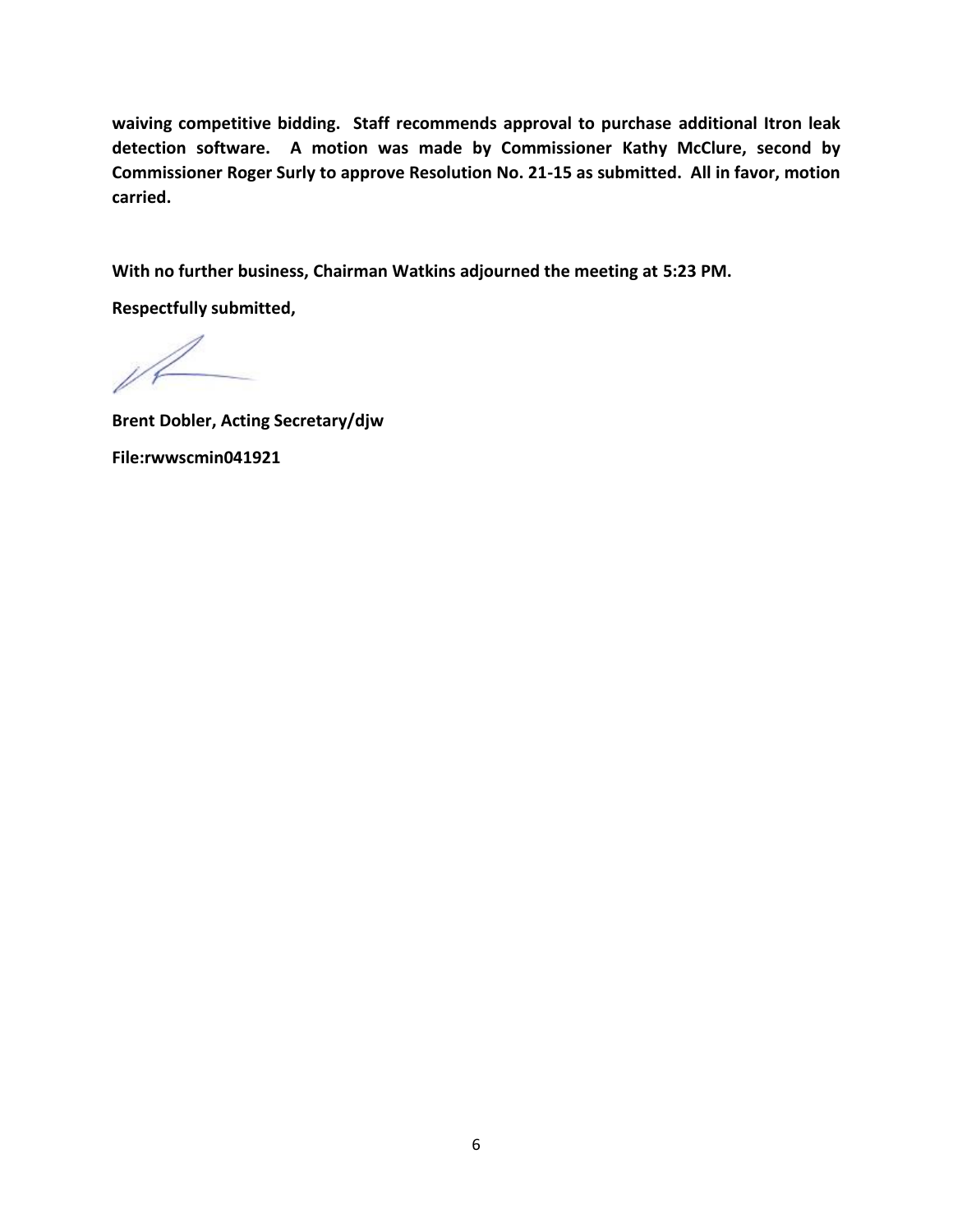**waiving competitive bidding. Staff recommends approval to purchase additional Itron leak detection software. A motion was made by Commissioner Kathy McClure, second by Commissioner Roger Surly to approve Resolution No. 21-15 as submitted. All in favor, motion carried.**

**With no further business, Chairman Watkins adjourned the meeting at 5:23 PM.**

**Respectfully submitted,**

**Brent Dobler, Acting Secretary/djw**

**File:rwwscmin041921**